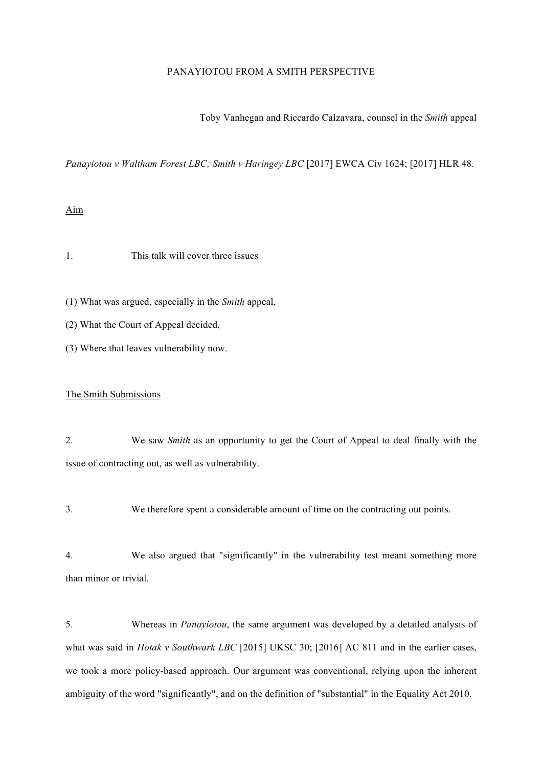# PANAYIOTOU FROM A SMITH PERSPECTIVE

Toby Vanhegan and Riccardo Calzavara, counsel in the *Smith* appeal

*Panayiotou v Waltham Forest LBC; Smith v Haringey LBC* [2017] EWCA Civ 1624; [2017] HLR 48.

## Aim

1. This talk will cover three issues

(1) What was argued, especially in the *Smith* appeal,

(2) What the Court of Appeal decided,

(3) Where that leaves vulnerability now.

## The Smith Submissions

2. We saw *Smith* as an opportunity to get the Court of Appeal to deal finally with the issue of contracting out, as well as vulnerability.

3. We therefore spent a considerable amount of time on the contracting out points.

4. We also argued that "significantly" in the vulnerability test meant something more than minor or trivial.

5. Whereas in *Panayiotou*, the same argument was developed by a detailed analysis of what was said in *Hotak v Southwark LBC* [2015] UKSC 30; [2016] AC 811 and in the earlier cases, we took a more policy-based approach. Our argument was conventional, relying upon the inherent ambiguity of the word "significantly", and on the definition of "substantial" in the Equality Act 2010.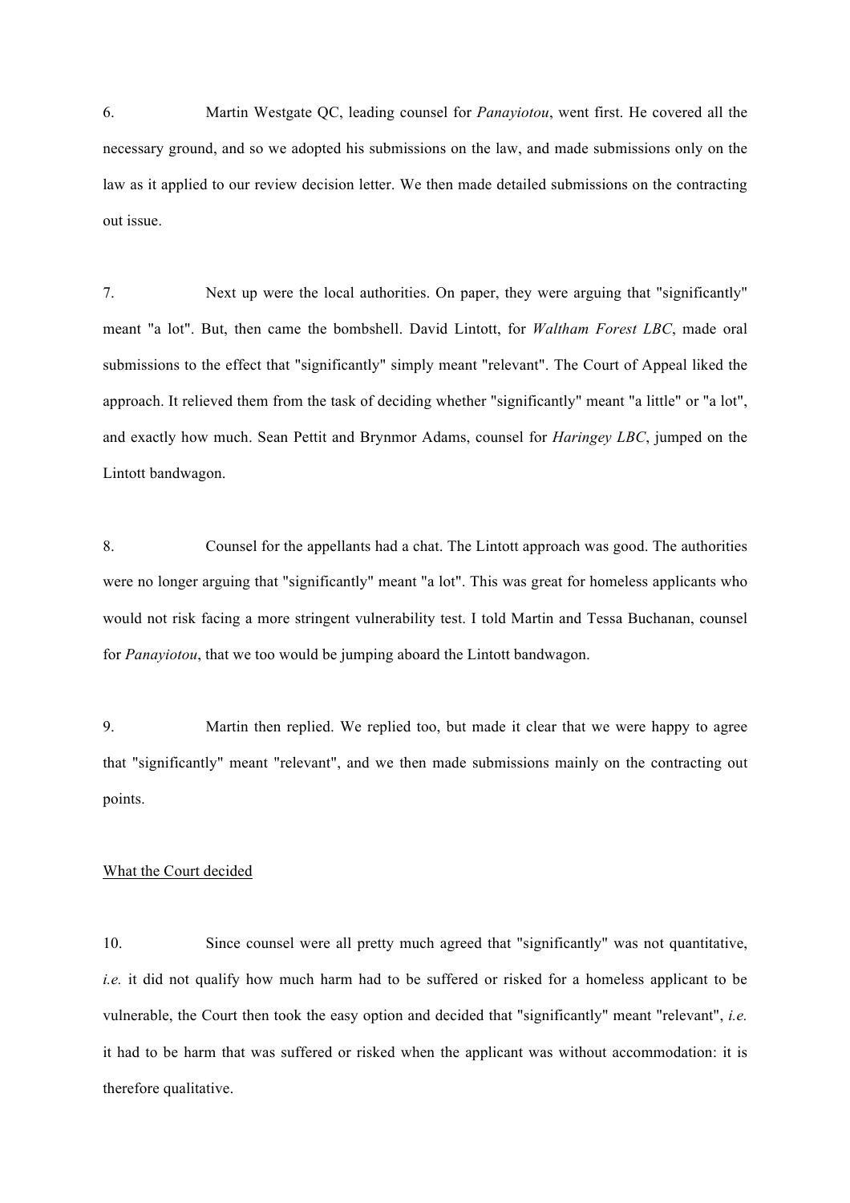6. Martin Westgate QC, leading counsel for *Panayiotou*, went first. He covered all the necessary ground, and so we adopted his submissions on the law, and made submissions only on the law as it applied to our review decision letter. We then made detailed submissions on the contracting out issue.

7. Next up were the local authorities. On paper, they were arguing that "significantly" meant "a lot". But, then came the bombshell. David Lintott, for *Waltham Forest LBC*, made oral submissions to the effect that "significantly" simply meant "relevant". The Court of Appeal liked the approach. It relieved them from the task of deciding whether "significantly" meant "a little" or "a lot", and exactly how much. Sean Pettit and Brynmor Adams, counsel for *Haringey LBC*, jumped on the Lintott bandwagon.

8. Counsel for the appellants had a chat. The Lintott approach was good. The authorities were no longer arguing that "significantly" meant "a lot". This was great for homeless applicants who would not risk facing a more stringent vulnerability test. I told Martin and Tessa Buchanan, counsel for *Panayiotou*, that we too would be jumping aboard the Lintott bandwagon.

9. Martin then replied. We replied too, but made it clear that we were happy to agree that "significantly" meant "relevant", and we then made submissions mainly on the contracting out points.

<u>What the Court decided</u>

10. Since counsel were all pretty much agreed that "significantly" was not quantitative, *i.e.* it did not qualify how much harm had to be suffered or risked for a homeless applicant to be vulnerable, the Court then took the easy option and decided that "significantly" meant "relevant", *i.e.* it had to be harm that was suffered or risked when the applicant was without accommodation: it is therefore qualitative.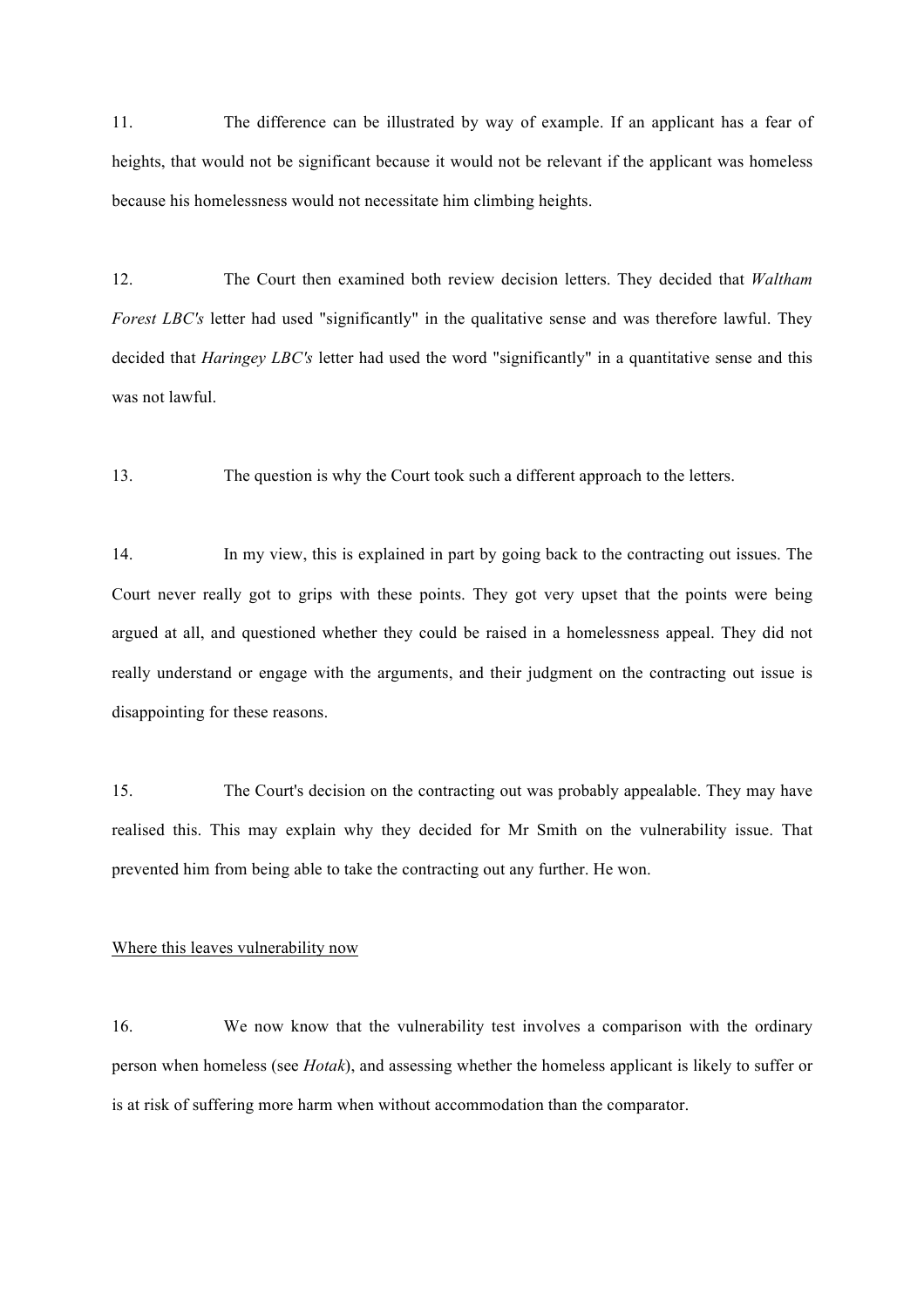11. The difference can be illustrated by way of example. If an applicant has a fear of heights, that would not be significant because it would not be relevant if the applicant was homeless because his homelessness would not necessitate him climbing heights.

12. The Court then examined both review decision letters. They decided that *Waltham Forest LBC's* letter had used "significantly" in the qualitative sense and was therefore lawful. They decided that *Haringey LBC's* letter had used the word "significantly" in a quantitative sense and this was not lawful.

13. The question is why the Court took such a different approach to the letters.

14. In my view, this is explained in part by going back to the contracting out issues. The Court never really got to grips with these points. They got very upset that the points were being argued at all, and questioned whether they could be raised in a homelessness appeal. They did not really understand or engage with the arguments, and their judgment on the contracting out issue is disappointing for these reasons.

15. The Court's decision on the contracting out was probably appealable. They may have realised this. This may explain why they decided for Mr Smith on the vulnerability issue. That prevented him from being able to take the contracting out any further. He won.

<u>Where this leaves vulnerability now</u>

16. We now know that the vulnerability test involves a comparison with the ordinary person when homeless (see *Hotak*), and assessing whether the homeless applicant is likely to suffer or is at risk of suffering more harm when without accommodation than the comparator.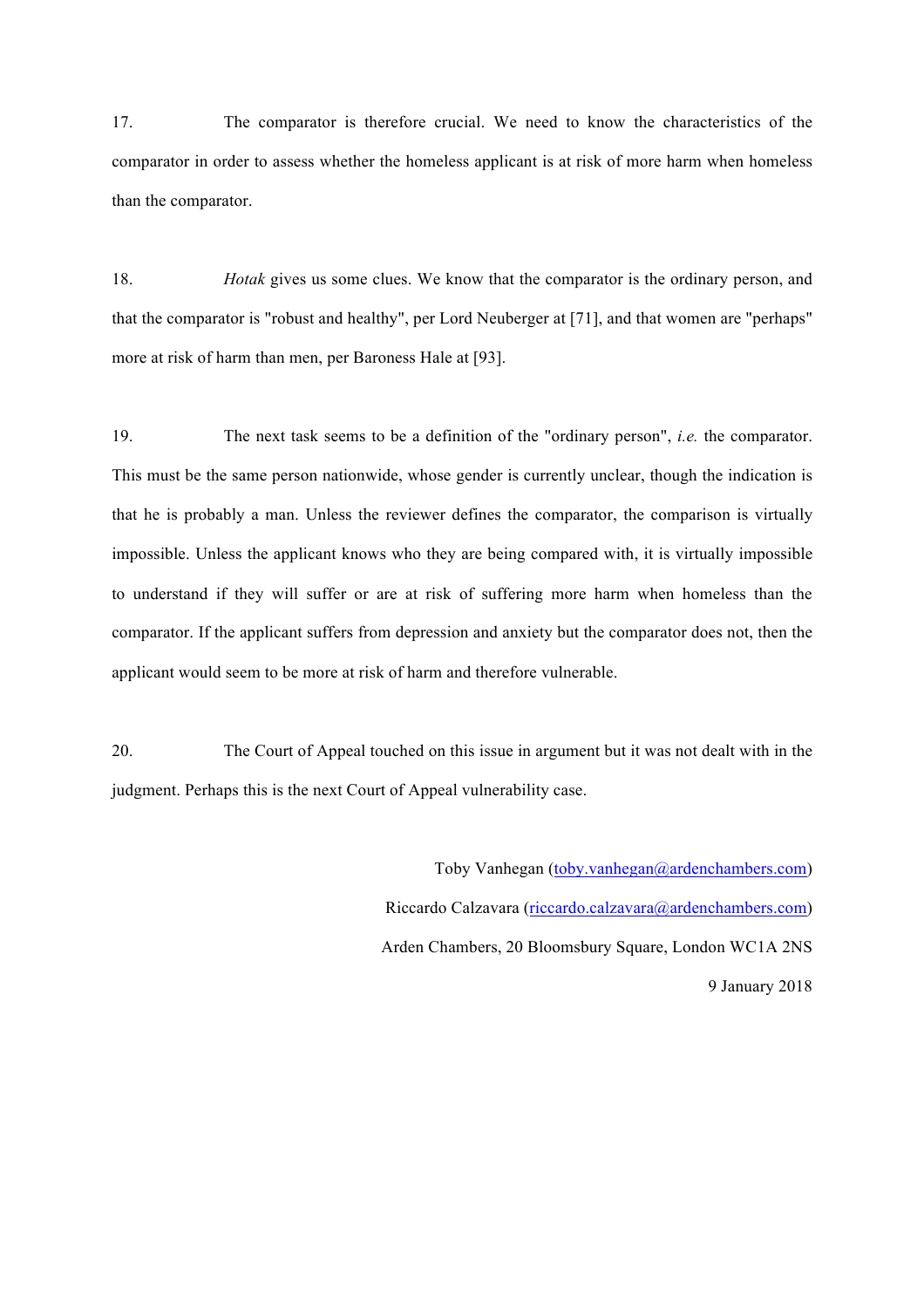17. The comparator is therefore crucial. We need to know the characteristics of the comparator in order to assess whether the homeless applicant is at risk of more harm when homeless than the comparator.

18. *Hotak* gives us some clues. We know that the comparator is the ordinary person, and that the comparator is "robust and healthy", per Lord Neuberger at [71], and that women are "perhaps" more at risk of harm than men, per Baroness Hale at [93].

19. The next task seems to be a definition of the "ordinary person", *i.e.* the comparator. This must be the same person nationwide, whose gender is currently unclear, though the indication is that he is probably a man. Unless the reviewer defines the comparator, the comparison is virtually impossible. Unless the applicant knows who they are being compared with, it is virtually impossible to understand if they will suffer or are at risk of suffering more harm when homeless than the comparator. If the applicant suffers from depression and anxiety but the comparator does not, then the applicant would seem to be more at risk of harm and therefore vulnerable.

20. The Court of Appeal touched on this issue in argument but it was not dealt with in the judgment. Perhaps this is the next Court of Appeal vulnerability case.

Toby Vanhegan (toby.vanhegan@ardenchambers.com)

Riccardo Calzavara (riccardo.calzavara@ardenchambers.com)

Arden Chambers, 20 Bloomsbury Square, London WC1A 2NS

9 January 2018